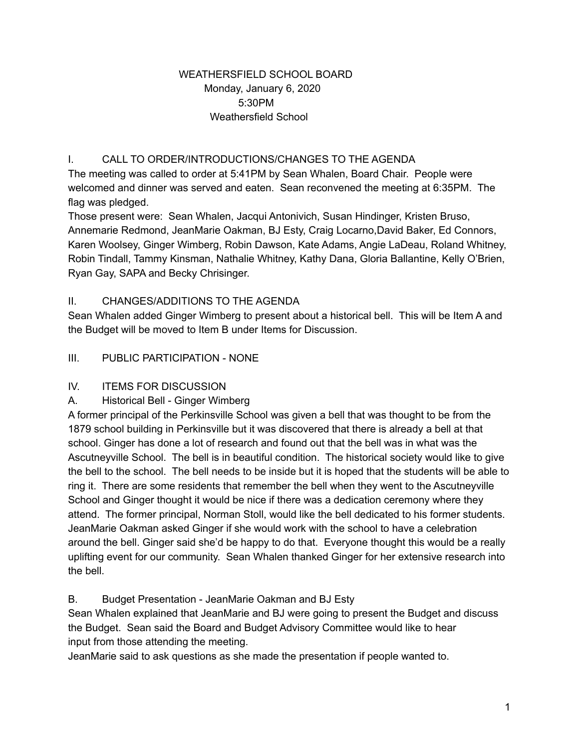# WEATHERSFIELD SCHOOL BOARD

Monday, January 6, 2020
5:30PM
Weathersfield School

## I. CALL TO ORDER/INTRODUCTIONS/CHANGES TO THE AGENDA

The meeting was called to order at 5:41PM by Sean Whalen, Board Chair. People were welcomed and dinner was served and eaten. Sean reconvened the meeting at 6:35PM. The flag was pledged.

Those present were: Sean Whalen, Jacqui Antonivich, Susan Hindinger, Kristen Bruso, Annemarie Redmond, JeanMarie Oakman, BJ Esty, Craig Locarno,David Baker, Ed Connors, Karen Woolsey, Ginger Wimberg, Robin Dawson, Kate Adams, Angie LaDeau, Roland Whitney, Robin Tindall, Tammy Kinsman, Nathalie Whitney, Kathy Dana, Gloria Ballantine, Kelly O'Brien, Ryan Gay, SAPA and Becky Chrisinger.

## II. CHANGES/ADDITIONS TO THE AGENDA

Sean Whalen added Ginger Wimberg to present about a historical bell. This will be Item A and the Budget will be moved to Item B under Items for Discussion.

## III. PUBLIC PARTICIPATION - NONE

## IV. ITEMS FOR DISCUSSION

### A. Historical Bell - Ginger Wimberg

A former principal of the Perkinsville School was given a bell that was thought to be from the 1879 school building in Perkinsville but it was discovered that there is already a bell at that school. Ginger has done a lot of research and found out that the bell was in what was the Ascutneyville School. The bell is in beautiful condition. The historical society would like to give the bell to the school. The bell needs to be inside but it is hoped that the students will be able to ring it. There are some residents that remember the bell when they went to the Ascutneyville School and Ginger thought it would be nice if there was a dedication ceremony where they attend. The former principal, Norman Stoll, would like the bell dedicated to his former students. JeanMarie Oakman asked Ginger if she would work with the school to have a celebration around the bell. Ginger said she'd be happy to do that. Everyone thought this would be a really uplifting event for our community. Sean Whalen thanked Ginger for her extensive research into the bell.

### B. Budget Presentation - JeanMarie Oakman and BJ Esty

Sean Whalen explained that JeanMarie and BJ were going to present the Budget and discuss the Budget. Sean said the Board and Budget Advisory Committee would like to hear input from those attending the meeting.

JeanMarie said to ask questions as she made the presentation if people wanted to.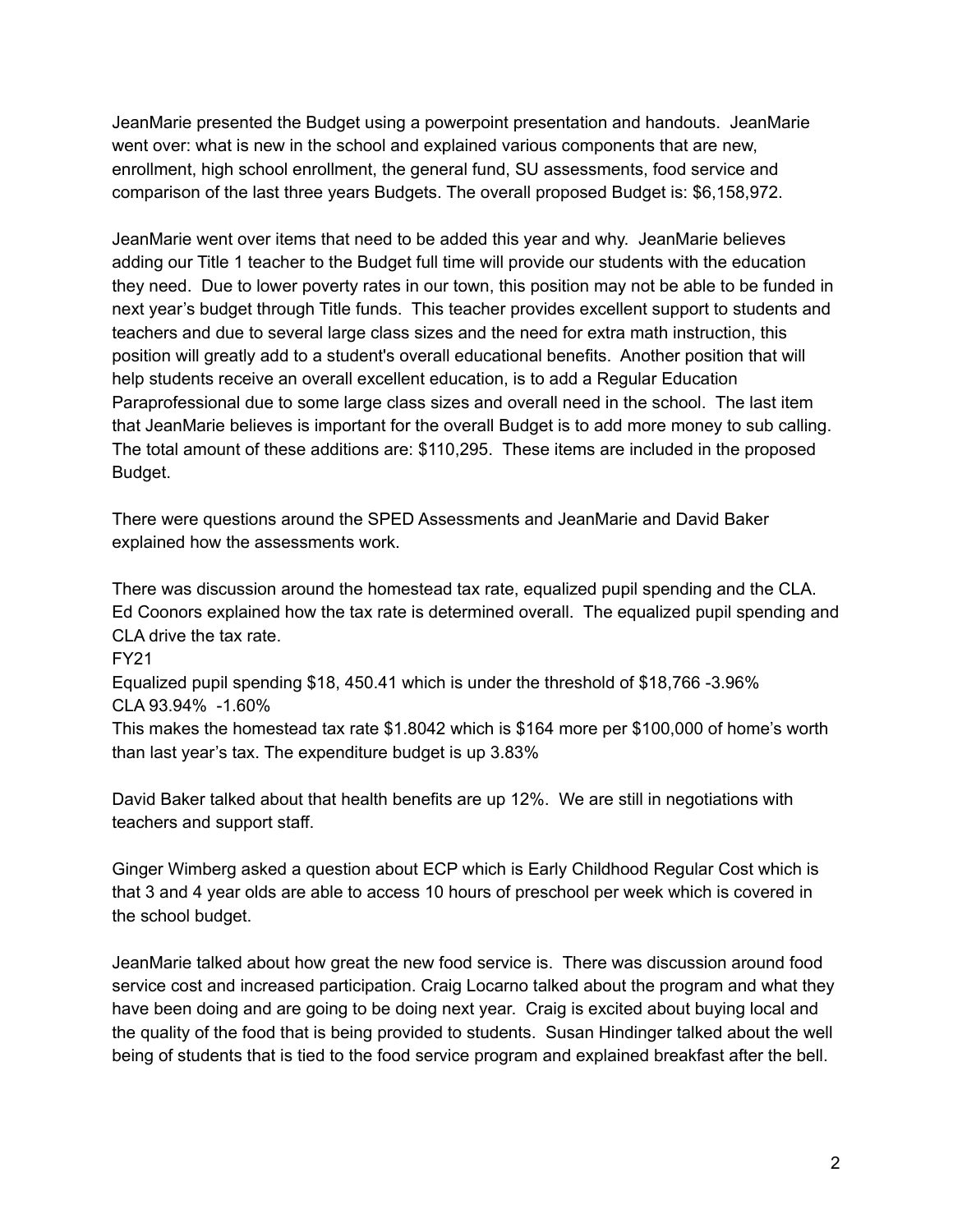JeanMarie presented the Budget using a powerpoint presentation and handouts. JeanMarie went over: what is new in the school and explained various components that are new, enrollment, high school enrollment, the general fund, SU assessments, food service and comparison of the last three years Budgets. The overall proposed Budget is: $6,158,972.

JeanMarie went over items that need to be added this year and why. JeanMarie believes adding our Title 1 teacher to the Budget full time will provide our students with the education they need. Due to lower poverty rates in our town, this position may not be able to be funded in next year's budget through Title funds. This teacher provides excellent support to students and teachers and due to several large class sizes and the need for extra math instruction, this position will greatly add to a student's overall educational benefits. Another position that will help students receive an overall excellent education, is to add a Regular Education Paraprofessional due to some large class sizes and overall need in the school. The last item that JeanMarie believes is important for the overall Budget is to add more money to sub calling. The total amount of these additions are: $110,295. These items are included in the proposed Budget.

There were questions around the SPED Assessments and JeanMarie and David Baker explained how the assessments work.

There was discussion around the homestead tax rate, equalized pupil spending and the CLA. Ed Coonors explained how the tax rate is determined overall. The equalized pupil spending and CLA drive the tax rate.

FY21

Equalized pupil spending $18, 450.41 which is under the threshold of $18,766 -3.96%

CLA 93.94% -1.60%

This makes the homestead tax rate $1.8042 which is $164 more per $100,000 of home's worth than last year's tax. The expenditure budget is up 3.83%

David Baker talked about that health benefits are up 12%. We are still in negotiations with teachers and support staff.

Ginger Wimberg asked a question about ECP which is Early Childhood Regular Cost which is that 3 and 4 year olds are able to access 10 hours of preschool per week which is covered in the school budget.

JeanMarie talked about how great the new food service is. There was discussion around food service cost and increased participation. Craig Locarno talked about the program and what they have been doing and are going to be doing next year. Craig is excited about buying local and the quality of the food that is being provided to students. Susan Hindinger talked about the well being of students that is tied to the food service program and explained breakfast after the bell.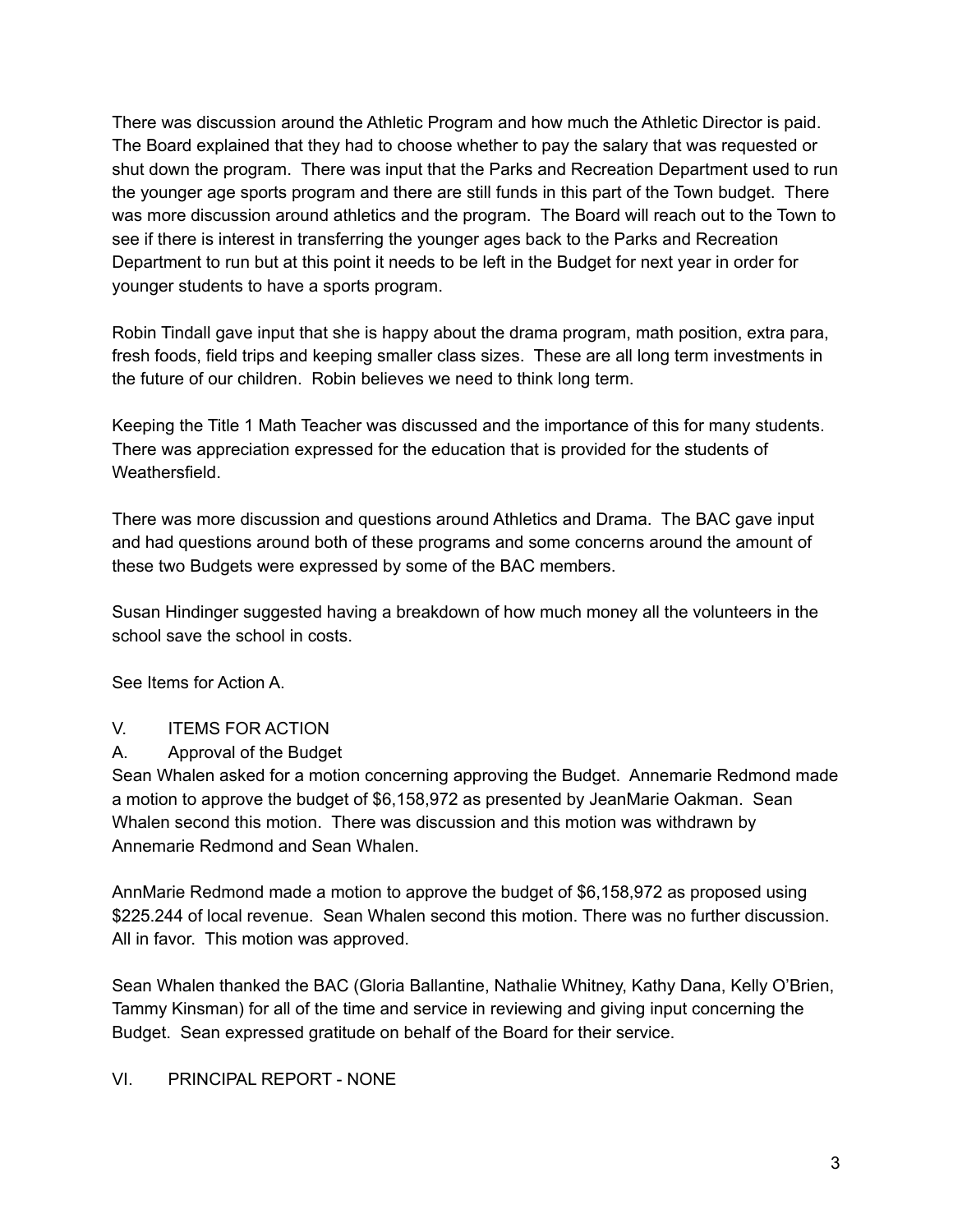There was discussion around the Athletic Program and how much the Athletic Director is paid. The Board explained that they had to choose whether to pay the salary that was requested or shut down the program. There was input that the Parks and Recreation Department used to run the younger age sports program and there are still funds in this part of the Town budget. There was more discussion around athletics and the program. The Board will reach out to the Town to see if there is interest in transferring the younger ages back to the Parks and Recreation Department to run but at this point it needs to be left in the Budget for next year in order for younger students to have a sports program.

Robin Tindall gave input that she is happy about the drama program, math position, extra para, fresh foods, field trips and keeping smaller class sizes. These are all long term investments in the future of our children. Robin believes we need to think long term.

Keeping the Title 1 Math Teacher was discussed and the importance of this for many students. There was appreciation expressed for the education that is provided for the students of Weathersfield.

There was more discussion and questions around Athletics and Drama. The BAC gave input and had questions around both of these programs and some concerns around the amount of these two Budgets were expressed by some of the BAC members.

Susan Hindinger suggested having a breakdown of how much money all the volunteers in the school save the school in costs.

See Items for Action A.

V. ITEMS FOR ACTION

A. Approval of the Budget

Sean Whalen asked for a motion concerning approving the Budget. Annemarie Redmond made a motion to approve the budget of $6,158,972 as presented by JeanMarie Oakman. Sean Whalen second this motion. There was discussion and this motion was withdrawn by Annemarie Redmond and Sean Whalen.

AnnMarie Redmond made a motion to approve the budget of $6,158,972 as proposed using $225.244 of local revenue. Sean Whalen second this motion. There was no further discussion. All in favor. This motion was approved.

Sean Whalen thanked the BAC (Gloria Ballantine, Nathalie Whitney, Kathy Dana, Kelly O'Brien, Tammy Kinsman) for all of the time and service in reviewing and giving input concerning the Budget. Sean expressed gratitude on behalf of the Board for their service.

VI. PRINCIPAL REPORT - NONE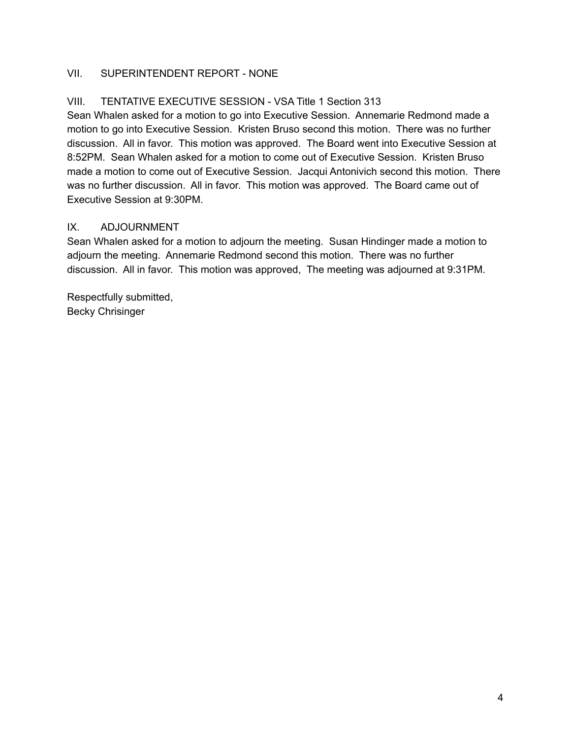## VII. SUPERINTENDENT REPORT - NONE

## VIII. TENTATIVE EXECUTIVE SESSION - VSA Title 1 Section 313

Sean Whalen asked for a motion to go into Executive Session. Annemarie Redmond made a motion to go into Executive Session. Kristen Bruso second this motion. There was no further discussion. All in favor. This motion was approved. The Board went into Executive Session at 8:52PM. Sean Whalen asked for a motion to come out of Executive Session. Kristen Bruso made a motion to come out of Executive Session. Jacqui Antonivich second this motion. There was no further discussion. All in favor. This motion was approved. The Board came out of Executive Session at 9:30PM.

## IX. ADJOURNMENT

Sean Whalen asked for a motion to adjourn the meeting. Susan Hindinger made a motion to adjourn the meeting. Annemarie Redmond second this motion. There was no further discussion. All in favor. This motion was approved, The meeting was adjourned at 9:31PM.

Respectfully submitted,
Becky Chrisinger